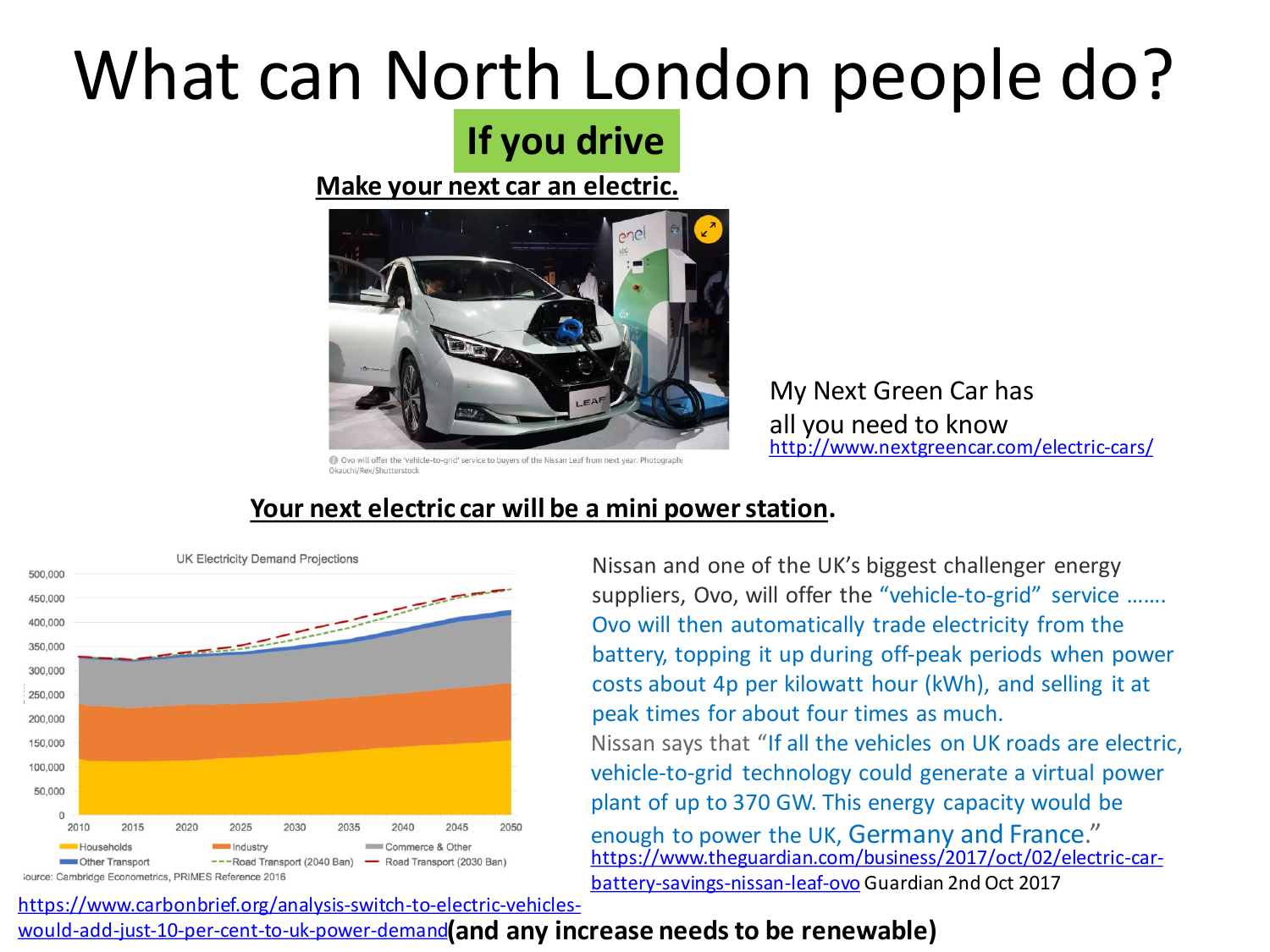# What can North London people do?

## If you drive

**Make your next car an electric.**

Ovo will offer the 'vehicle-to-grid' service to buyers of the Nissan Leaf from next year. Photograph: Okauchi/Rex/Shutterstock

My Next Green Car has all you need to know
http://www.nextgreencar.com/electric-cars/

**Your next electric car will be a mini power station.**

Nissan and one of the UK's biggest challenger energy suppliers, Ovo, will offer the "vehicle-to-grid" service ……. Ovo will then automatically trade electricity from the battery, topping it up during off-peak periods when power costs about 4p per kilowatt hour (kWh), and selling it at peak times for about four times as much.

Nissan says that "If all the vehicles on UK roads are electric, vehicle-to-grid technology could generate a virtual power plant of up to 370 GW. This energy capacity would be enough to power the UK, Germany and France."
https://www.theguardian.com/business/2017/oct/02/electric-car-battery-savings-nissan-leaf-ovo Guardian 2nd Oct 2017

UK Electricity Demand Projections

Households · Industry · Commerce & Other · Other Transport · Road Transport (2040 Ban) · Road Transport (2030 Ban)

Source: Cambridge Econometrics, PRIMES Reference 2016

https://www.carbonbrief.org/analysis-switch-to-electric-vehicles-would-add-just-10-per-cent-to-uk-power-demand **(and any increase needs to be renewable)**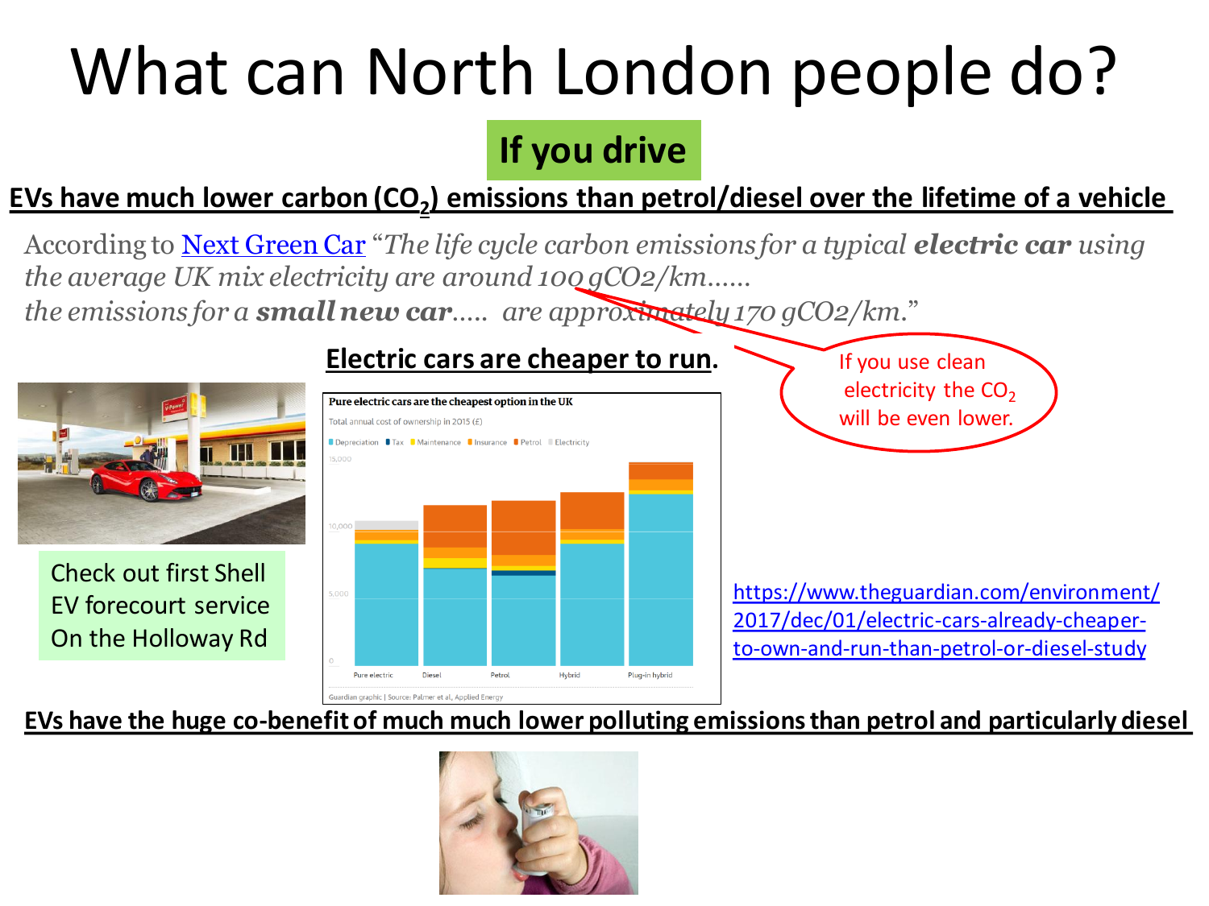# What can North London people do?

## If you drive

**EVs have much lower carbon ($CO_2$) emissions than petrol/diesel over the lifetime of a vehicle**

According to [Next Green Car](Next Green Car) *"The life cycle carbon emissions for a typical **electric car** using the average UK mix electricity are around 100 gCO2/km……*
*the emissions for a **small new car**….. are approximately 170 gCO2/km."*

If you use clean electricity the $CO_2$ will be even lower.

**Electric cars are cheaper to run.**

Pure electric cars are the cheapest option in the UK

Total annual cost of ownership in 2015 (£)

Depreciation Tax Maintenance Insurance Petrol Electricity

15,000
10,000
5,000
0

Pure electric Diesel Petrol Hybrid Plug-in hybrid

Guardian graphic | Source: Palmer et al, Applied Energy

https://www.theguardian.com/environment/2017/dec/01/electric-cars-already-cheaper-to-own-and-run-than-petrol-or-diesel-study

Check out first Shell EV forecourt service On the Holloway Rd

**EVs have the huge co-benefit of much much lower polluting emissions than petrol and particularly diesel**